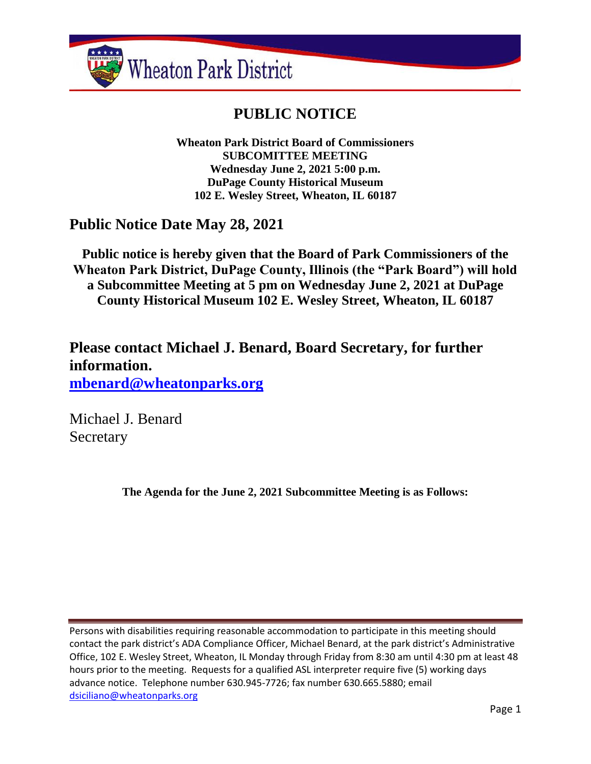Wheaton Park District

# PUBLIC NOTICE

**Wheaton Park District Board of Commissioners**
**SUBCOMITTEE MEETING**
**Wednesday June 2, 2021 5:00 p.m.**
**DuPage County Historical Museum**
**102 E. Wesley Street, Wheaton, IL 60187**

## Public Notice Date May 28, 2021

**Public notice is hereby given that the Board of Park Commissioners of the Wheaton Park District, DuPage County, Illinois (the "Park Board") will hold a Subcommittee Meeting at 5 pm on Wednesday June 2, 2021 at DuPage County Historical Museum 102 E. Wesley Street, Wheaton, IL 60187**

## Please contact Michael J. Benard, Board Secretary, for further information.

**mbenard@wheatonparks.org**

Michael J. Benard
Secretary

**The Agenda for the June 2, 2021 Subcommittee Meeting is as Follows:**

---

Persons with disabilities requiring reasonable accommodation to participate in this meeting should contact the park district's ADA Compliance Officer, Michael Benard, at the park district's Administrative Office, 102 E. Wesley Street, Wheaton, IL Monday through Friday from 8:30 am until 4:30 pm at least 48 hours prior to the meeting. Requests for a qualified ASL interpreter require five (5) working days advance notice. Telephone number 630.945-7726; fax number 630.665.5880; email dsiciliano@wheatonparks.org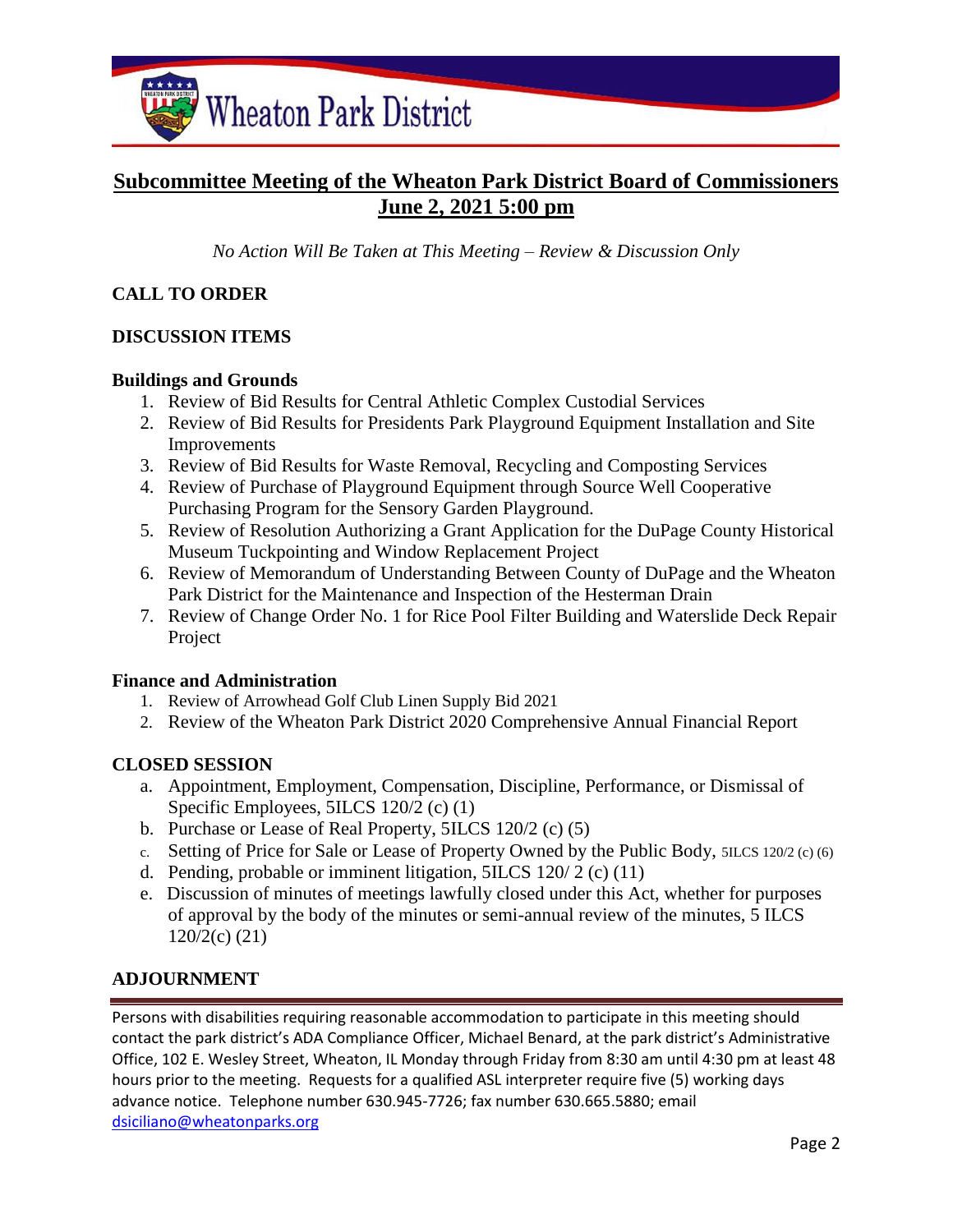Wheaton Park District

## Subcommittee Meeting of the Wheaton Park District Board of Commissioners
## June 2, 2021 5:00 pm

*No Action Will Be Taken at This Meeting – Review & Discussion Only*

### CALL TO ORDER

### DISCUSSION ITEMS

**Buildings and Grounds**

1. Review of Bid Results for Central Athletic Complex Custodial Services
2. Review of Bid Results for Presidents Park Playground Equipment Installation and Site Improvements
3. Review of Bid Results for Waste Removal, Recycling and Composting Services
4. Review of Purchase of Playground Equipment through Source Well Cooperative Purchasing Program for the Sensory Garden Playground.
5. Review of Resolution Authorizing a Grant Application for the DuPage County Historical Museum Tuckpointing and Window Replacement Project
6. Review of Memorandum of Understanding Between County of DuPage and the Wheaton Park District for the Maintenance and Inspection of the Hesterman Drain
7. Review of Change Order No. 1 for Rice Pool Filter Building and Waterslide Deck Repair Project

**Finance and Administration**

1. Review of Arrowhead Golf Club Linen Supply Bid 2021
2. Review of the Wheaton Park District 2020 Comprehensive Annual Financial Report

### CLOSED SESSION

a. Appointment, Employment, Compensation, Discipline, Performance, or Dismissal of Specific Employees, 5ILCS 120/2 (c) (1)
b. Purchase or Lease of Real Property, 5ILCS 120/2 (c) (5)
c. Setting of Price for Sale or Lease of Property Owned by the Public Body, 5ILCS 120/2 (c) (6)
d. Pending, probable or imminent litigation, 5ILCS 120/ 2 (c) (11)
e. Discussion of minutes of meetings lawfully closed under this Act, whether for purposes of approval by the body of the minutes or semi-annual review of the minutes, 5 ILCS 120/2(c) (21)

### ADJOURNMENT

Persons with disabilities requiring reasonable accommodation to participate in this meeting should contact the park district's ADA Compliance Officer, Michael Benard, at the park district's Administrative Office, 102 E. Wesley Street, Wheaton, IL Monday through Friday from 8:30 am until 4:30 pm at least 48 hours prior to the meeting. Requests for a qualified ASL interpreter require five (5) working days advance notice. Telephone number 630.945-7726; fax number 630.665.5880; email dsiciliano@wheatonparks.org